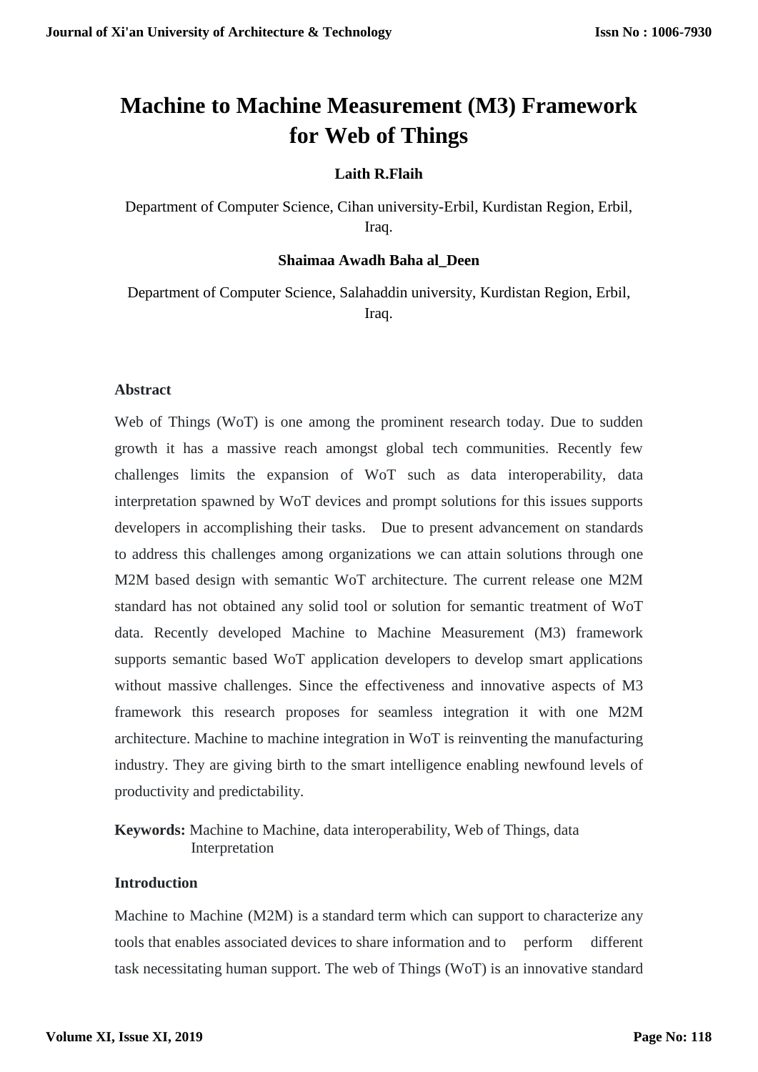# Machine to Machine Measurement (M3) Framework for Web of Things

**Laith R.Flaih**

Department of Computer Science, Cihan university-Erbil, Kurdistan Region, Erbil, Iraq.

**Shaimaa Awadh Baha al_Deen**

Department of Computer Science, Salahaddin university, Kurdistan Region, Erbil, Iraq.

## Abstract

Web of Things (WoT) is one among the prominent research today. Due to sudden growth it has a massive reach amongst global tech communities. Recently few challenges limits the expansion of WoT such as data interoperability, data interpretation spawned by WoT devices and prompt solutions for this issues supports developers in accomplishing their tasks. Due to present advancement on standards to address this challenges among organizations we can attain solutions through one M2M based design with semantic WoT architecture. The current release one M2M standard has not obtained any solid tool or solution for semantic treatment of WoT data. Recently developed Machine to Machine Measurement (M3) framework supports semantic based WoT application developers to develop smart applications without massive challenges. Since the effectiveness and innovative aspects of M3 framework this research proposes for seamless integration it with one M2M architecture. Machine to machine integration in WoT is reinventing the manufacturing industry. They are giving birth to the smart intelligence enabling newfound levels of productivity and predictability.

**Keywords:** Machine to Machine, data interoperability, Web of Things, data Interpretation

## Introduction

Machine to Machine (M2M) is a standard term which can support to characterize any tools that enables associated devices to share information and to perform different task necessitating human support. The web of Things (WoT) is an innovative standard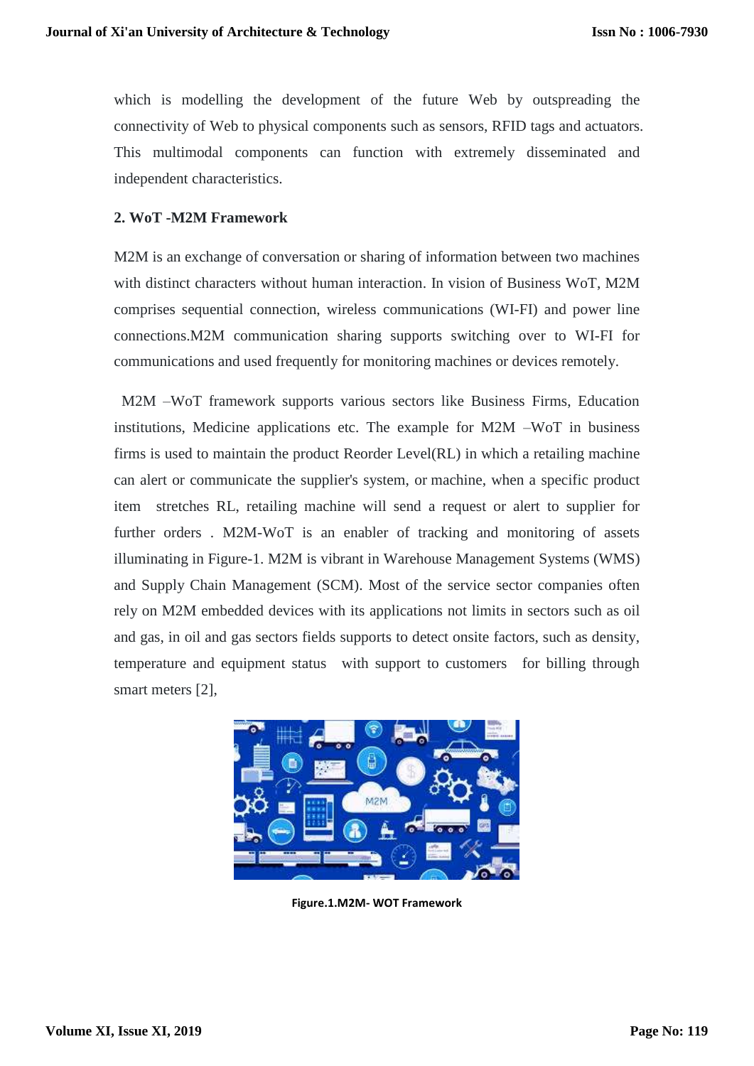which is modelling the development of the future Web by outspreading the connectivity of Web to physical components such as sensors, RFID tags and actuators. This multimodal components can function with extremely disseminated and independent characteristics.

## 2. WoT -M2M Framework

M2M is an exchange of conversation or sharing of information between two machines with distinct characters without human interaction. In vision of Business WoT, M2M comprises sequential connection, wireless communications (WI-FI) and power line connections.M2M communication sharing supports switching over to WI-FI for communications and used frequently for monitoring machines or devices remotely.

M2M –WoT framework supports various sectors like Business Firms, Education institutions, Medicine applications etc. The example for M2M –WoT in business firms is used to maintain the product Reorder Level(RL) in which a retailing machine can alert or communicate the supplier's system, or machine, when a specific product item stretches RL, retailing machine will send a request or alert to supplier for further orders . M2M-WoT is an enabler of tracking and monitoring of assets illuminating in Figure-1. M2M is vibrant in Warehouse Management Systems (WMS) and Supply Chain Management (SCM). Most of the service sector companies often rely on M2M embedded devices with its applications not limits in sectors such as oil and gas, in oil and gas sectors fields supports to detect onsite factors, such as density, temperature and equipment status with support to customers for billing through smart meters [2],

**Figure.1.M2M- WOT Framework**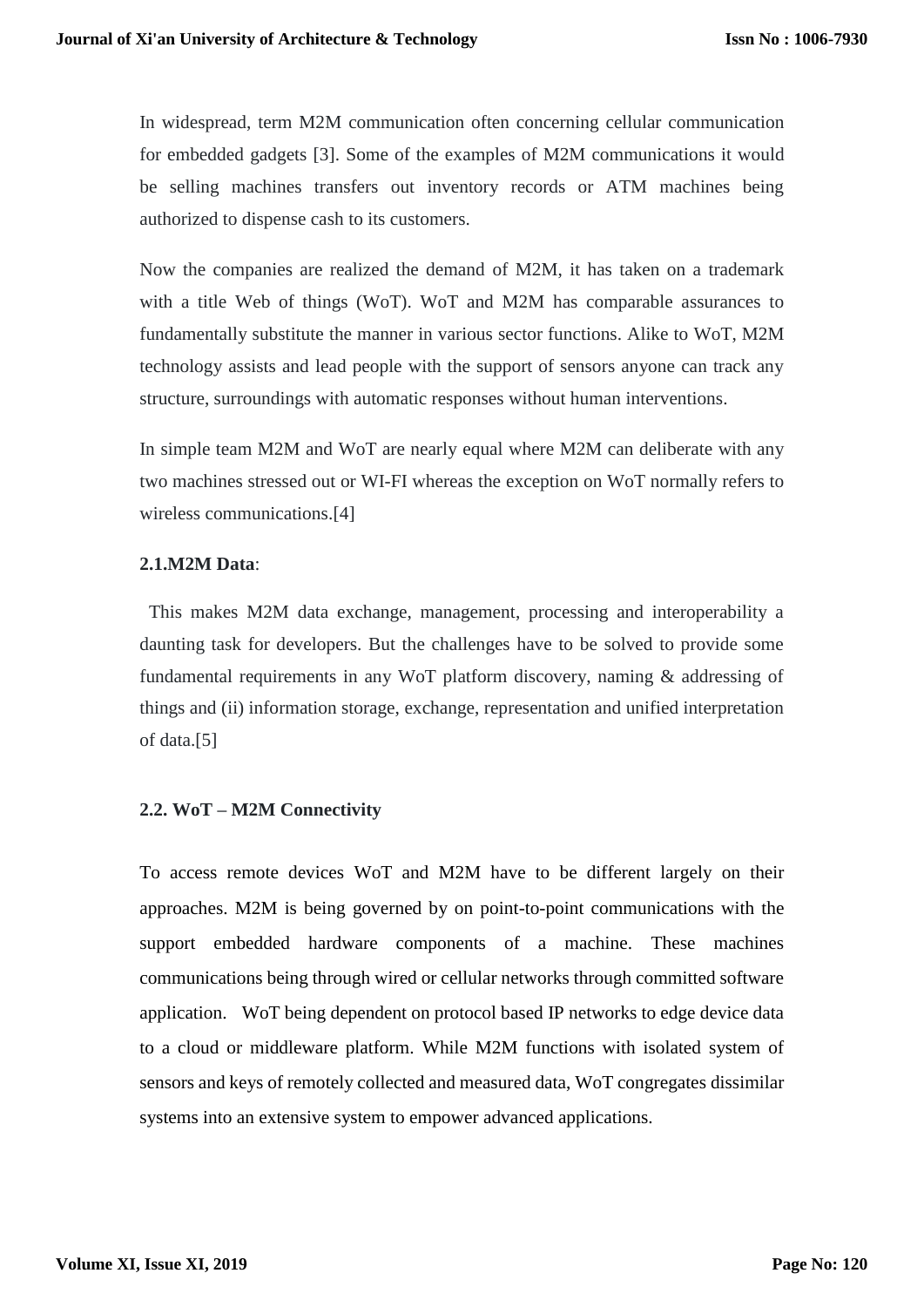In widespread, term M2M communication often concerning cellular communication for embedded gadgets [3]. Some of the examples of M2M communications it would be selling machines transfers out inventory records or ATM machines being authorized to dispense cash to its customers.

Now the companies are realized the demand of M2M, it has taken on a trademark with a title Web of things (WoT). WoT and M2M has comparable assurances to fundamentally substitute the manner in various sector functions. Alike to WoT, M2M technology assists and lead people with the support of sensors anyone can track any structure, surroundings with automatic responses without human interventions.

In simple team M2M and WoT are nearly equal where M2M can deliberate with any two machines stressed out or WI-FI whereas the exception on WoT normally refers to wireless communications.[4]

### 2.1.M2M Data:

This makes M2M data exchange, management, processing and interoperability a daunting task for developers. But the challenges have to be solved to provide some fundamental requirements in any WoT platform discovery, naming & addressing of things and (ii) information storage, exchange, representation and unified interpretation of data.[5]

### 2.2. WoT – M2M Connectivity

To access remote devices WoT and M2M have to be different largely on their approaches. M2M is being governed by on point-to-point communications with the support embedded hardware components of a machine. These machines communications being through wired or cellular networks through committed software application. WoT being dependent on protocol based IP networks to edge device data to a cloud or middleware platform. While M2M functions with isolated system of sensors and keys of remotely collected and measured data, WoT congregates dissimilar systems into an extensive system to empower advanced applications.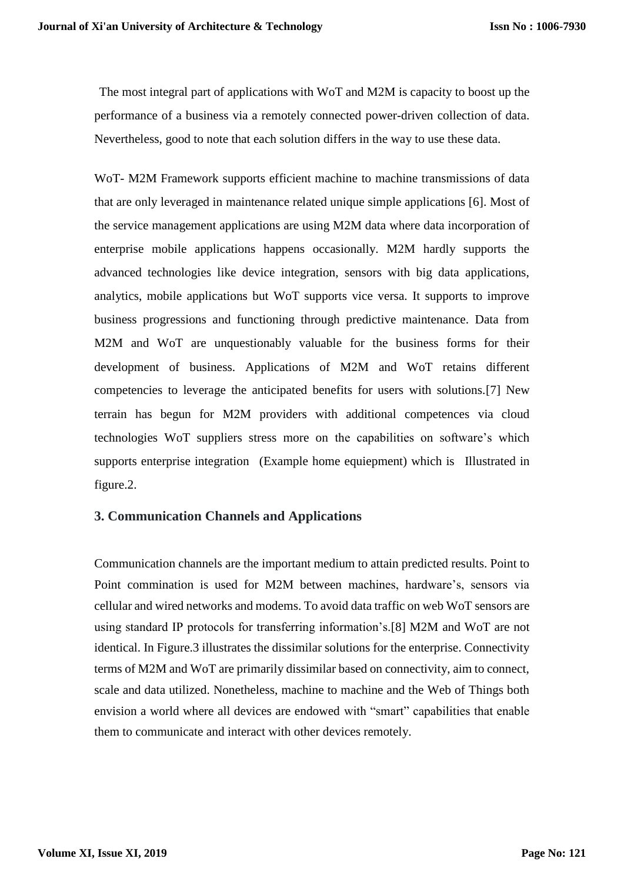The most integral part of applications with WoT and M2M is capacity to boost up the performance of a business via a remotely connected power-driven collection of data. Nevertheless, good to note that each solution differs in the way to use these data.

WoT- M2M Framework supports efficient machine to machine transmissions of data that are only leveraged in maintenance related unique simple applications [6]. Most of the service management applications are using M2M data where data incorporation of enterprise mobile applications happens occasionally. M2M hardly supports the advanced technologies like device integration, sensors with big data applications, analytics, mobile applications but WoT supports vice versa. It supports to improve business progressions and functioning through predictive maintenance. Data from M2M and WoT are unquestionably valuable for the business forms for their development of business. Applications of M2M and WoT retains different competencies to leverage the anticipated benefits for users with solutions.[7] New terrain has begun for M2M providers with additional competences via cloud technologies WoT suppliers stress more on the capabilities on software's which supports enterprise integration (Example home equiepment) which is Illustrated in figure.2.

## 3. Communication Channels and Applications

Communication channels are the important medium to attain predicted results. Point to Point commination is used for M2M between machines, hardware's, sensors via cellular and wired networks and modems. To avoid data traffic on web WoT sensors are using standard IP protocols for transferring information's.[8] M2M and WoT are not identical. In Figure.3 illustrates the dissimilar solutions for the enterprise. Connectivity terms of M2M and WoT are primarily dissimilar based on connectivity, aim to connect, scale and data utilized. Nonetheless, machine to machine and the Web of Things both envision a world where all devices are endowed with "smart" capabilities that enable them to communicate and interact with other devices remotely.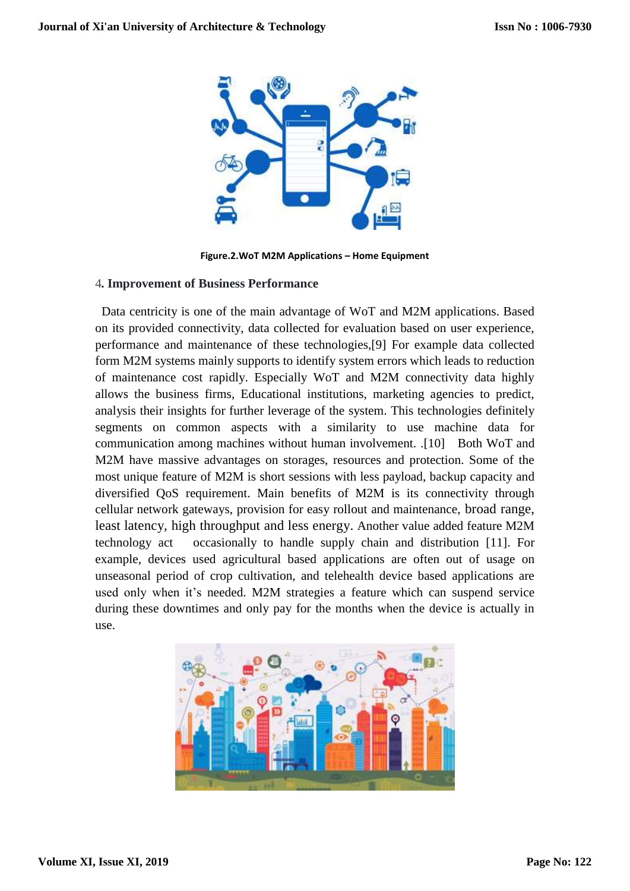Figure.2.WoT M2M Applications – Home Equipment

4**. Improvement of Business Performance**

Data centricity is one of the main advantage of WoT and M2M applications. Based on its provided connectivity, data collected for evaluation based on user experience, performance and maintenance of these technologies,[9] For example data collected form M2M systems mainly supports to identify system errors which leads to reduction of maintenance cost rapidly. Especially WoT and M2M connectivity data highly allows the business firms, Educational institutions, marketing agencies to predict, analysis their insights for further leverage of the system. This technologies definitely segments on common aspects with a similarity to use machine data for communication among machines without human involvement. .[10] Both WoT and M2M have massive advantages on storages, resources and protection. Some of the most unique feature of M2M is short sessions with less payload, backup capacity and diversified QoS requirement. Main benefits of M2M is its connectivity through cellular network gateways, provision for easy rollout and maintenance, broad range, least latency, high throughput and less energy. Another value added feature M2M technology act occasionally to handle supply chain and distribution [11]. For example, devices used agricultural based applications are often out of usage on unseasonal period of crop cultivation, and telehealth device based applications are used only when it's needed. M2M strategies a feature which can suspend service during these downtimes and only pay for the months when the device is actually in use.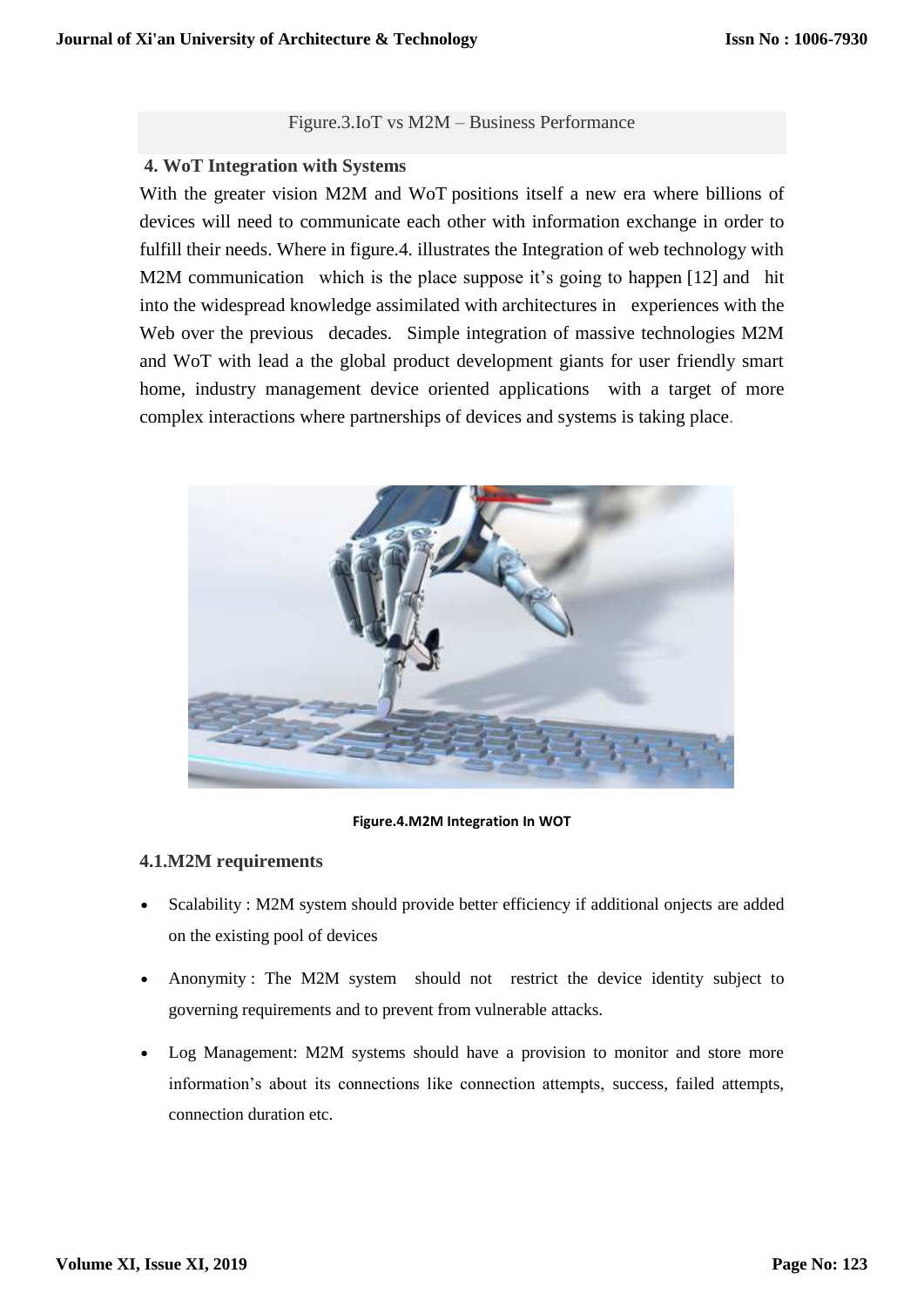Figure.3.IoT vs M2M – Business Performance

## 4. WoT Integration with Systems

With the greater vision M2M and WoT positions itself a new era where billions of devices will need to communicate each other with information exchange in order to fulfill their needs. Where in figure.4. illustrates the Integration of web technology with M2M communication which is the place suppose it's going to happen [12] and hit into the widespread knowledge assimilated with architectures in experiences with the Web over the previous decades. Simple integration of massive technologies M2M and WoT with lead a the global product development giants for user friendly smart home, industry management device oriented applications with a target of more complex interactions where partnerships of devices and systems is taking place.

**Figure.4.M2M Integration In WOT**

### 4.1.M2M requirements

- Scalability : M2M system should provide better efficiency if additional onjects are added on the existing pool of devices
- Anonymity : The M2M system should not restrict the device identity subject to governing requirements and to prevent from vulnerable attacks.
- Log Management: M2M systems should have a provision to monitor and store more information's about its connections like connection attempts, success, failed attempts, connection duration etc.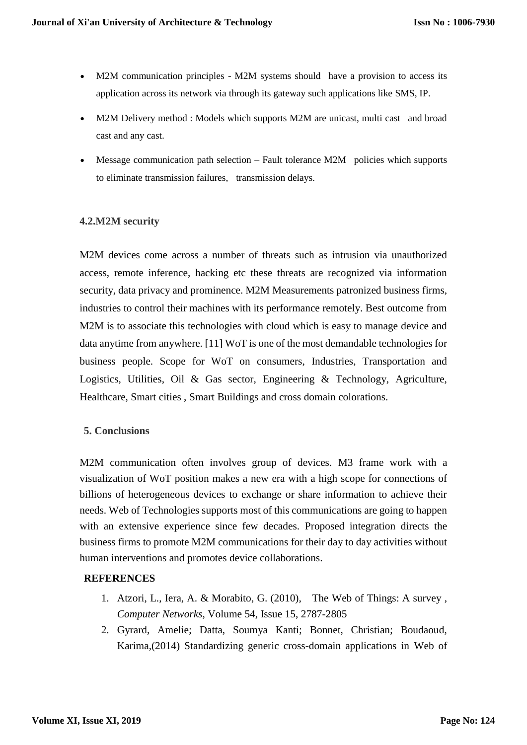- M2M communication principles - M2M systems should have a provision to access its application across its network via through its gateway such applications like SMS, IP.
- M2M Delivery method : Models which supports M2M are unicast, multi cast and broad cast and any cast.
- Message communication path selection – Fault tolerance M2M policies which supports to eliminate transmission failures, transmission delays.

### 4.2.M2M security

M2M devices come across a number of threats such as intrusion via unauthorized access, remote inference, hacking etc these threats are recognized via information security, data privacy and prominence. M2M Measurements patronized business firms, industries to control their machines with its performance remotely. Best outcome from M2M is to associate this technologies with cloud which is easy to manage device and data anytime from anywhere. [11] WoT is one of the most demandable technologies for business people. Scope for WoT on consumers, Industries, Transportation and Logistics, Utilities, Oil & Gas sector, Engineering & Technology, Agriculture, Healthcare, Smart cities , Smart Buildings and cross domain colorations.

## 5. Conclusions

M2M communication often involves group of devices. M3 frame work with a visualization of WoT position makes a new era with a high scope for connections of billions of heterogeneous devices to exchange or share information to achieve their needs. Web of Technologies supports most of this communications are going to happen with an extensive experience since few decades. Proposed integration directs the business firms to promote M2M communications for their day to day activities without human interventions and promotes device collaborations.

## REFERENCES

1. Atzori, L., Iera, A. & Morabito, G. (2010), The Web of Things: A survey , *Computer Networks*, Volume 54, Issue 15, 2787-2805
2. Gyrard, Amelie; Datta, Soumya Kanti; Bonnet, Christian; Boudaoud, Karima,(2014) Standardizing generic cross-domain applications in Web of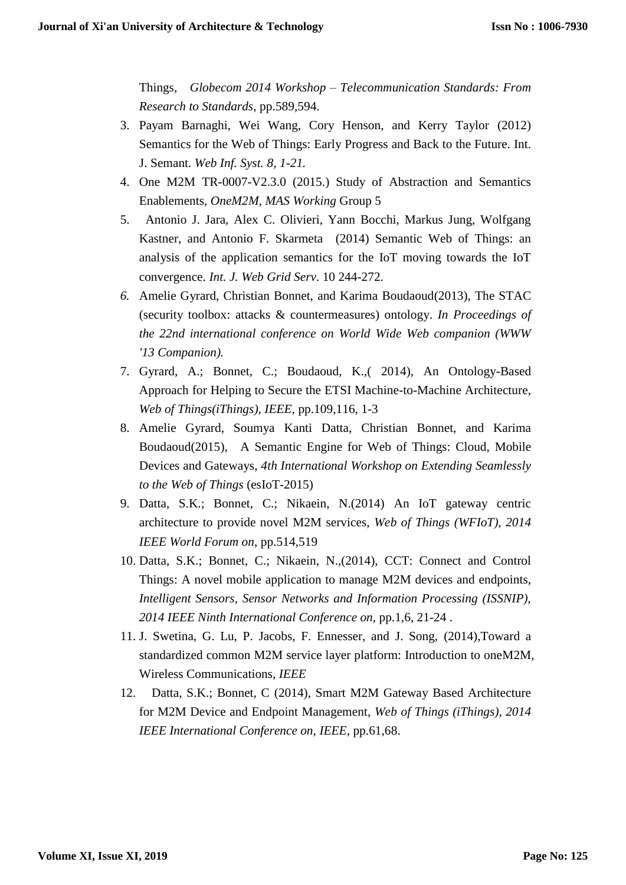Things, *Globecom 2014 Workshop – Telecommunication Standards: From Research to Standards*, pp.589,594.

3. Payam Barnaghi, Wei Wang, Cory Henson, and Kerry Taylor (2012) Semantics for the Web of Things: Early Progress and Back to the Future. Int. J. Semant. *Web Inf. Syst. 8, 1-21.*
4. One M2M TR-0007-V2.3.0 (2015.) Study of Abstraction and Semantics Enablements, *OneM2M, MAS Working* Group 5
5. Antonio J. Jara, Alex C. Olivieri, Yann Bocchi, Markus Jung, Wolfgang Kastner, and Antonio F. Skarmeta (2014) Semantic Web of Things: an analysis of the application semantics for the IoT moving towards the IoT convergence. *Int. J. Web Grid Serv*. 10 244-272.
6. Amelie Gyrard, Christian Bonnet, and Karima Boudaoud(2013), The STAC (security toolbox: attacks & countermeasures) ontology. *In Proceedings of the 22nd international conference on World Wide Web companion (WWW '13 Companion).*
7. Gyrard, A.; Bonnet, C.; Boudaoud, K.,( 2014), An Ontology-Based Approach for Helping to Secure the ETSI Machine-to-Machine Architecture, *Web of Things(iThings), IEEE,* pp.109,116, 1-3
8. Amelie Gyrard, Soumya Kanti Datta, Christian Bonnet, and Karima Boudaoud(2015), A Semantic Engine for Web of Things: Cloud, Mobile Devices and Gateways, *4th International Workshop on Extending Seamlessly to the Web of Things* (esIoT-2015)
9. Datta, S.K.; Bonnet, C.; Nikaein, N.(2014) An IoT gateway centric architecture to provide novel M2M services, *Web of Things (WFIoT), 2014 IEEE World Forum on*, pp.514,519
10. Datta, S.K.; Bonnet, C.; Nikaein, N.,(2014), CCT: Connect and Control Things: A novel mobile application to manage M2M devices and endpoints, *Intelligent Sensors, Sensor Networks and Information Processing (ISSNIP), 2014 IEEE Ninth International Conference on*, pp.1,6, 21-24 .
11. J. Swetina, G. Lu, P. Jacobs, F. Ennesser, and J. Song, (2014),Toward a standardized common M2M service layer platform: Introduction to oneM2M, Wireless Communications, *IEEE*
12. Datta, S.K.; Bonnet, C (2014), Smart M2M Gateway Based Architecture for M2M Device and Endpoint Management, *Web of Things (iThings), 2014 IEEE International Conference on, IEEE*, pp.61,68.